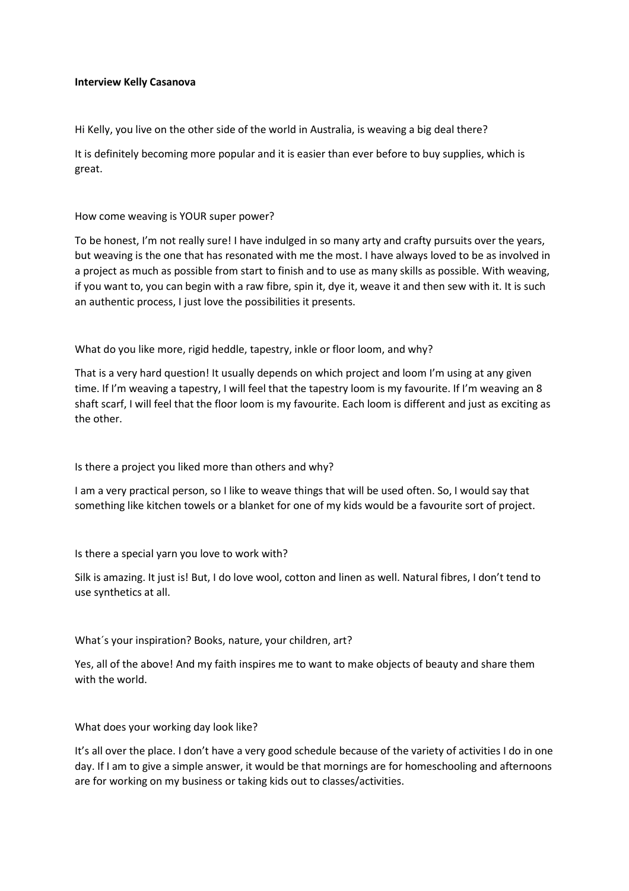**Interview Kelly Casanova**

Hi Kelly, you live on the other side of the world in Australia, is weaving a big deal there?

It is definitely becoming more popular and it is easier than ever before to buy supplies, which is great.

How come weaving is YOUR super power?

To be honest, I'm not really sure! I have indulged in so many arty and crafty pursuits over the years, but weaving is the one that has resonated with me the most. I have always loved to be as involved in a project as much as possible from start to finish and to use as many skills as possible. With weaving, if you want to, you can begin with a raw fibre, spin it, dye it, weave it and then sew with it. It is such an authentic process, I just love the possibilities it presents.

What do you like more, rigid heddle, tapestry, inkle or floor loom, and why?

That is a very hard question! It usually depends on which project and loom I'm using at any given time. If I'm weaving a tapestry, I will feel that the tapestry loom is my favourite. If I'm weaving an 8 shaft scarf, I will feel that the floor loom is my favourite. Each loom is different and just as exciting as the other.

Is there a project you liked more than others and why?

I am a very practical person, so I like to weave things that will be used often. So, I would say that something like kitchen towels or a blanket for one of my kids would be a favourite sort of project.

Is there a special yarn you love to work with?

Silk is amazing. It just is! But, I do love wool, cotton and linen as well. Natural fibres, I don't tend to use synthetics at all.

What´s your inspiration? Books, nature, your children, art?

Yes, all of the above! And my faith inspires me to want to make objects of beauty and share them with the world.

What does your working day look like?

It's all over the place. I don't have a very good schedule because of the variety of activities I do in one day. If I am to give a simple answer, it would be that mornings are for homeschooling and afternoons are for working on my business or taking kids out to classes/activities.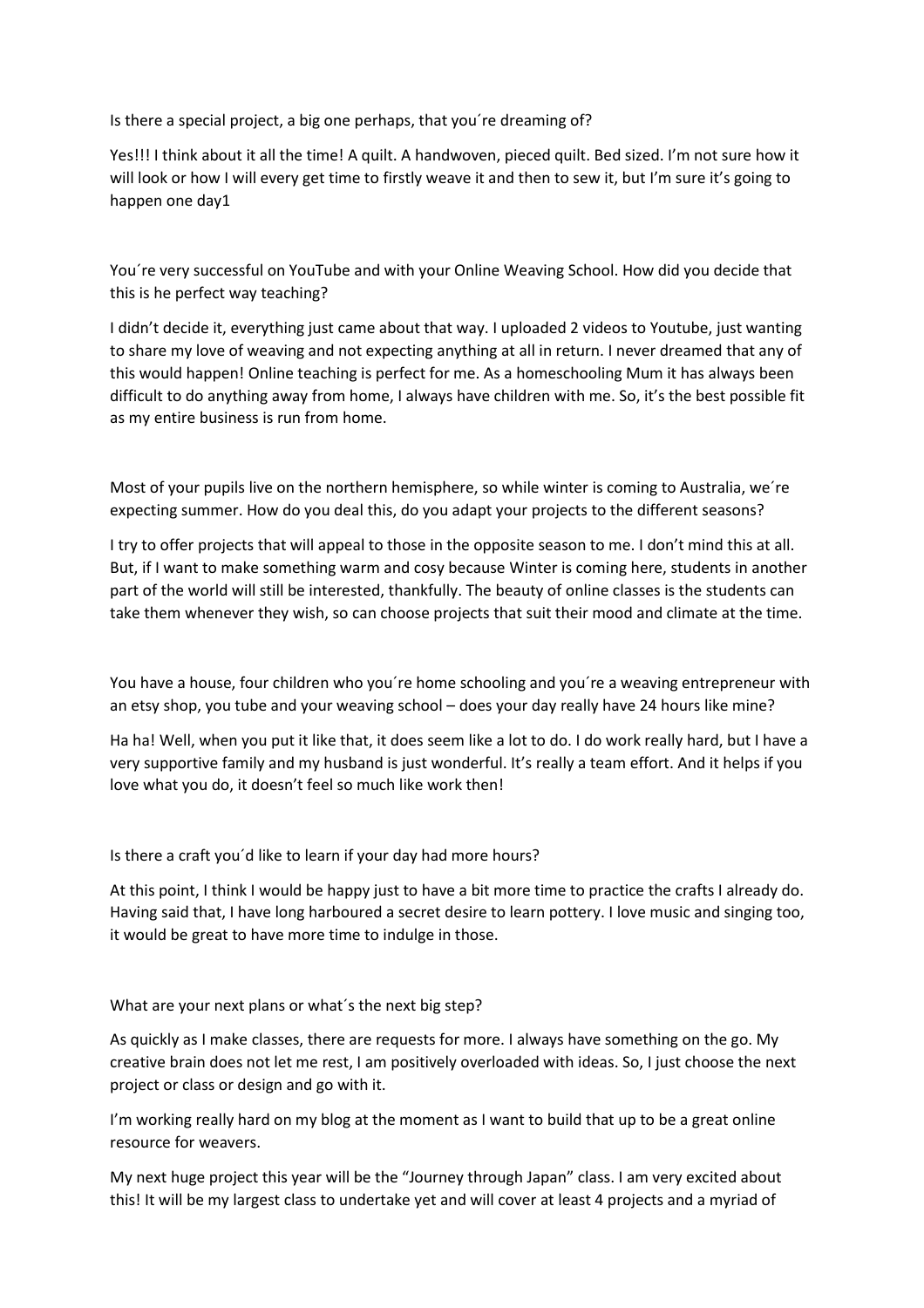Is there a special project, a big one perhaps, that you´re dreaming of?

Yes!!! I think about it all the time! A quilt. A handwoven, pieced quilt. Bed sized. I'm not sure how it will look or how I will every get time to firstly weave it and then to sew it, but I'm sure it's going to happen one day1

You´re very successful on YouTube and with your Online Weaving School. How did you decide that this is he perfect way teaching?

I didn't decide it, everything just came about that way. I uploaded 2 videos to Youtube, just wanting to share my love of weaving and not expecting anything at all in return. I never dreamed that any of this would happen! Online teaching is perfect for me. As a homeschooling Mum it has always been difficult to do anything away from home, I always have children with me. So, it's the best possible fit as my entire business is run from home.

Most of your pupils live on the northern hemisphere, so while winter is coming to Australia, we´re expecting summer. How do you deal this, do you adapt your projects to the different seasons?

I try to offer projects that will appeal to those in the opposite season to me. I don't mind this at all. But, if I want to make something warm and cosy because Winter is coming here, students in another part of the world will still be interested, thankfully. The beauty of online classes is the students can take them whenever they wish, so can choose projects that suit their mood and climate at the time.

You have a house, four children who you´re home schooling and you´re a weaving entrepreneur with an etsy shop, you tube and your weaving school – does your day really have 24 hours like mine?

Ha ha! Well, when you put it like that, it does seem like a lot to do. I do work really hard, but I have a very supportive family and my husband is just wonderful. It's really a team effort. And it helps if you love what you do, it doesn't feel so much like work then!

Is there a craft you´d like to learn if your day had more hours?

At this point, I think I would be happy just to have a bit more time to practice the crafts I already do. Having said that, I have long harboured a secret desire to learn pottery. I love music and singing too, it would be great to have more time to indulge in those.

What are your next plans or what´s the next big step?

As quickly as I make classes, there are requests for more. I always have something on the go. My creative brain does not let me rest, I am positively overloaded with ideas. So, I just choose the next project or class or design and go with it.

I'm working really hard on my blog at the moment as I want to build that up to be a great online resource for weavers.

My next huge project this year will be the "Journey through Japan" class. I am very excited about this! It will be my largest class to undertake yet and will cover at least 4 projects and a myriad of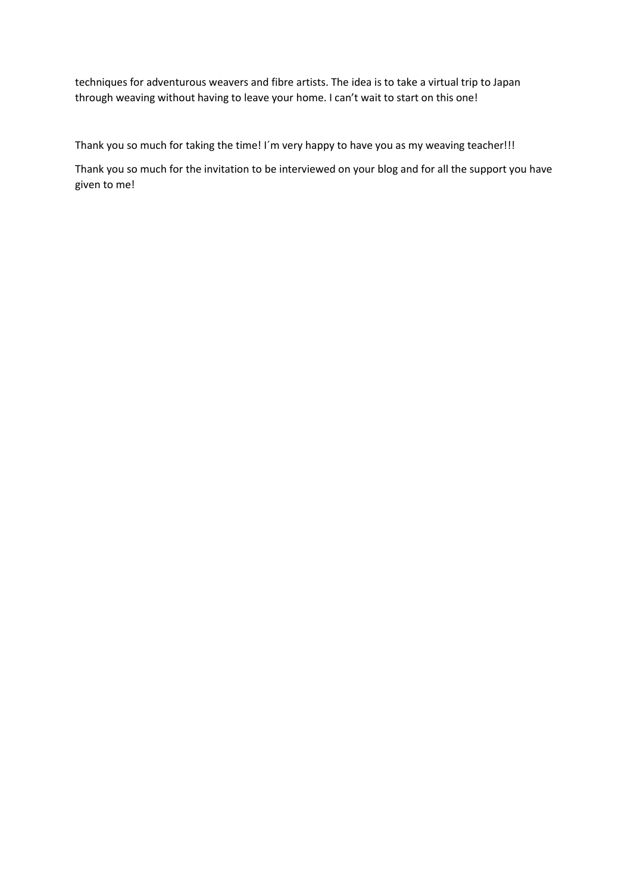techniques for adventurous weavers and fibre artists. The idea is to take a virtual trip to Japan through weaving without having to leave your home. I can't wait to start on this one!

Thank you so much for taking the time! I´m very happy to have you as my weaving teacher!!!

Thank you so much for the invitation to be interviewed on your blog and for all the support you have given to me!